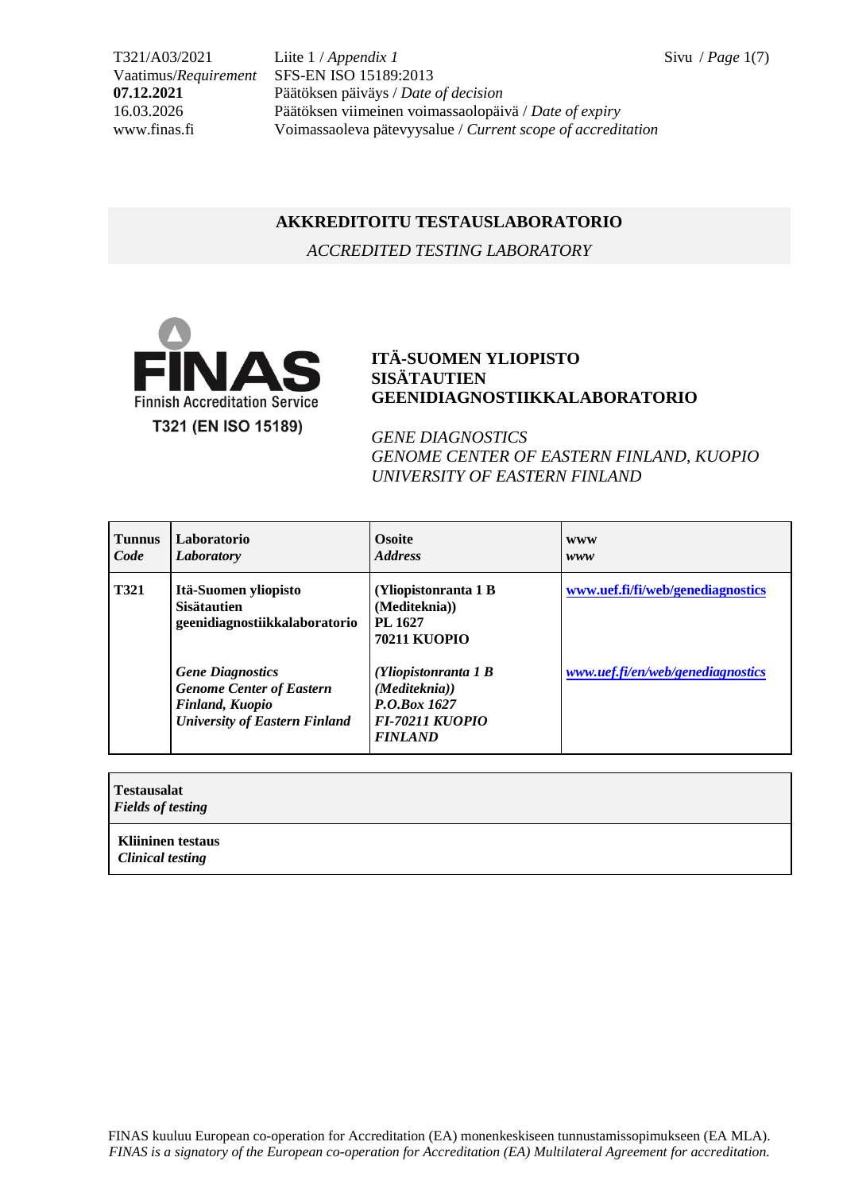T321/A03/2021 Liite 1 / *Appendix 1*
Vaatimus/*Requirement* SFS-EN ISO 15189:2013
**07.12.2021** Päätöksen päiväys / *Date of decision*
16.03.2026 Päätöksen viimeinen voimassaolopäivä / *Date of expiry*
www.finas.fi Voimassaoleva pätevyysalue / *Current scope of accreditation*

## AKKREDITOITU TESTAUSLABORATORIO

*ACCREDITED TESTING LABORATORY*

FINAS
Finnish Accreditation Service
T321 (EN ISO 15189)

**ITÄ-SUOMEN YLIOPISTO**
**SISÄTAUTIEN**
**GEENIDIAGNOSTIIKKALABORATORIO**

*GENE DIAGNOSTICS*
*GENOME CENTER OF EASTERN FINLAND, KUOPIO*
*UNIVERSITY OF EASTERN FINLAND*

| **Tunnus** *Code* | **Laboratorio** *Laboratory* | **Osoite** *Address* | **www** *www* |
|---|---|---|---|
| **T321** | **Itä-Suomen yliopisto Sisätautien geenidiagnostiikkalaboratorio** | **(Yliopistonranta 1 B (Mediteknia)) PL 1627 70211 KUOPIO** | **www.uef.fi/fi/web/genediagnostics** |
| | ***Gene Diagnostics Genome Center of Eastern Finland, Kuopio University of Eastern Finland*** | ***(Yliopistonranta 1 B (Mediteknia)) P.O.Box 1627 FI-70211 KUOPIO FINLAND*** | ***www.uef.fi/en/web/genediagnostics*** |

| **Testausalat** *Fields of testing* |
|---|
| **Kliininen testaus** *Clinical testing* |

FINAS kuuluu European co-operation for Accreditation (EA) monenkeskiseen tunnustamissopimukseen (EA MLA).
*FINAS is a signatory of the European co-operation for Accreditation (EA) Multilateral Agreement for accreditation.*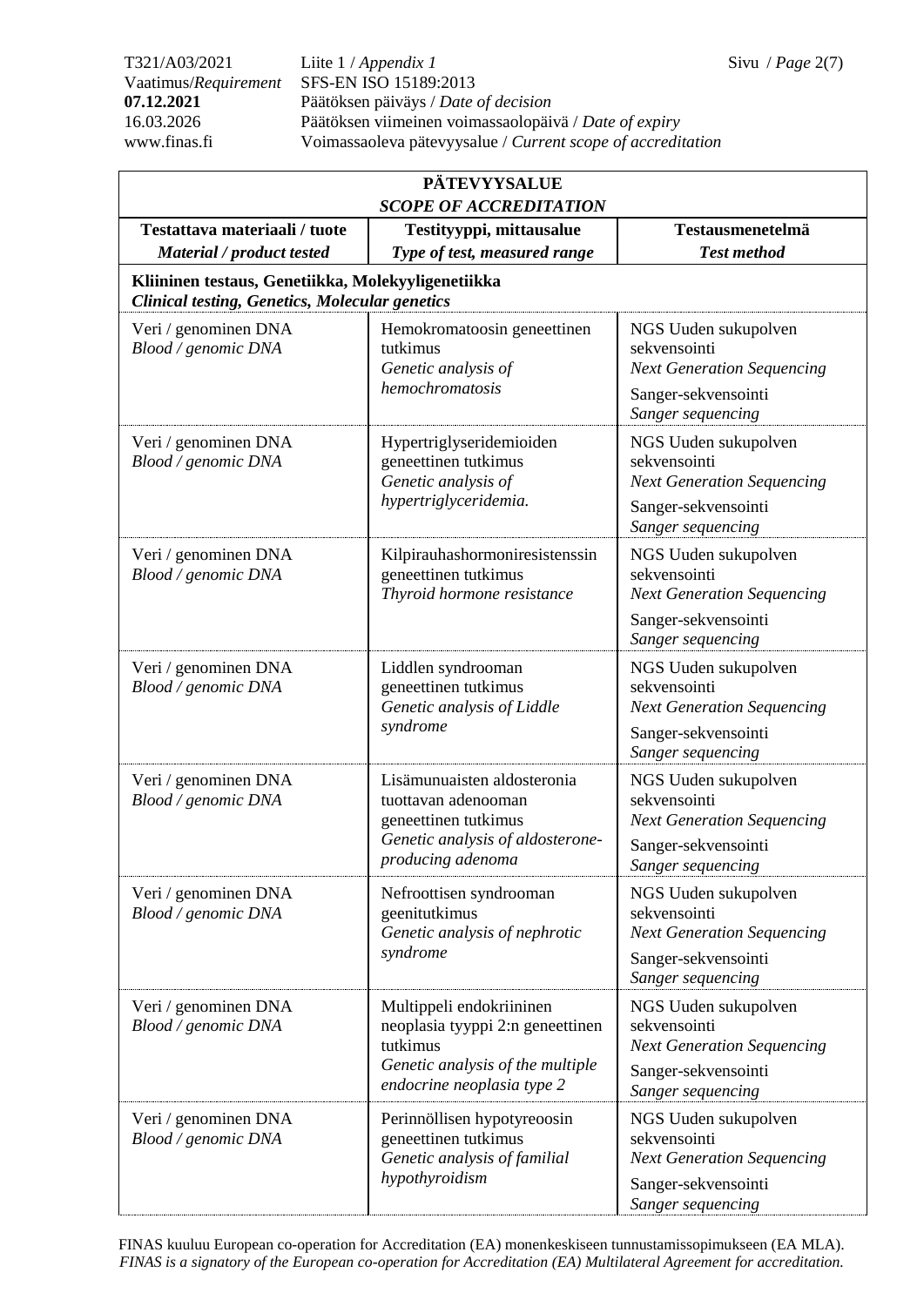| **PÄTEVYYSALUE** *SCOPE OF ACCREDITATION* | | |
|---|---|---|
| **Testattava materiaali / tuote** ***Material / product tested*** | **Testityyppi, mittausalue** ***Type of test, measured range*** | **Testausmenetelmä** ***Test method*** |
| **Kliininen testaus, Genetiikka, Molekyyligenetiikka** ***Clinical testing, Genetics, Molecular genetics*** | | |
| Veri / genominen DNA *Blood / genomic DNA* | Hemokromatoosin geneettinen tutkimus *Genetic analysis of hemochromatosis* | NGS Uuden sukupolven sekvensointi *Next Generation Sequencing* Sanger-sekvensointi *Sanger sequencing* |
| Veri / genominen DNA *Blood / genomic DNA* | Hypertriglyseridemioiden geneettinen tutkimus *Genetic analysis of hypertriglyceridemia.* | NGS Uuden sukupolven sekvensointi *Next Generation Sequencing* Sanger-sekvensointi *Sanger sequencing* |
| Veri / genominen DNA *Blood / genomic DNA* | Kilpirauhashormoniresistenssin geneettinen tutkimus *Thyroid hormone resistance* | NGS Uuden sukupolven sekvensointi *Next Generation Sequencing* Sanger-sekvensointi *Sanger sequencing* |
| Veri / genominen DNA *Blood / genomic DNA* | Liddlen syndrooman geneettinen tutkimus *Genetic analysis of Liddle syndrome* | NGS Uuden sukupolven sekvensointi *Next Generation Sequencing* Sanger-sekvensointi *Sanger sequencing* |
| Veri / genominen DNA *Blood / genomic DNA* | Lisämunuaisten aldosteronia tuottavan adenooman geneettinen tutkimus *Genetic analysis of aldosterone-producing adenoma* | NGS Uuden sukupolven sekvensointi *Next Generation Sequencing* Sanger-sekvensointi *Sanger sequencing* |
| Veri / genominen DNA *Blood / genomic DNA* | Nefroottisen syndrooman geenitutkimus *Genetic analysis of nephrotic syndrome* | NGS Uuden sukupolven sekvensointi *Next Generation Sequencing* Sanger-sekvensointi *Sanger sequencing* |
| Veri / genominen DNA *Blood / genomic DNA* | Multippeli endokriininen neoplasia tyyppi 2:n geneettinen tutkimus *Genetic analysis of the multiple endocrine neoplasia type 2* | NGS Uuden sukupolven sekvensointi *Next Generation Sequencing* Sanger-sekvensointi *Sanger sequencing* |
| Veri / genominen DNA *Blood / genomic DNA* | Perinnöllisen hypotyreoosin geneettinen tutkimus *Genetic analysis of familial hypothyroidism* | NGS Uuden sukupolven sekvensointi *Next Generation Sequencing* Sanger-sekvensointi *Sanger sequencing* |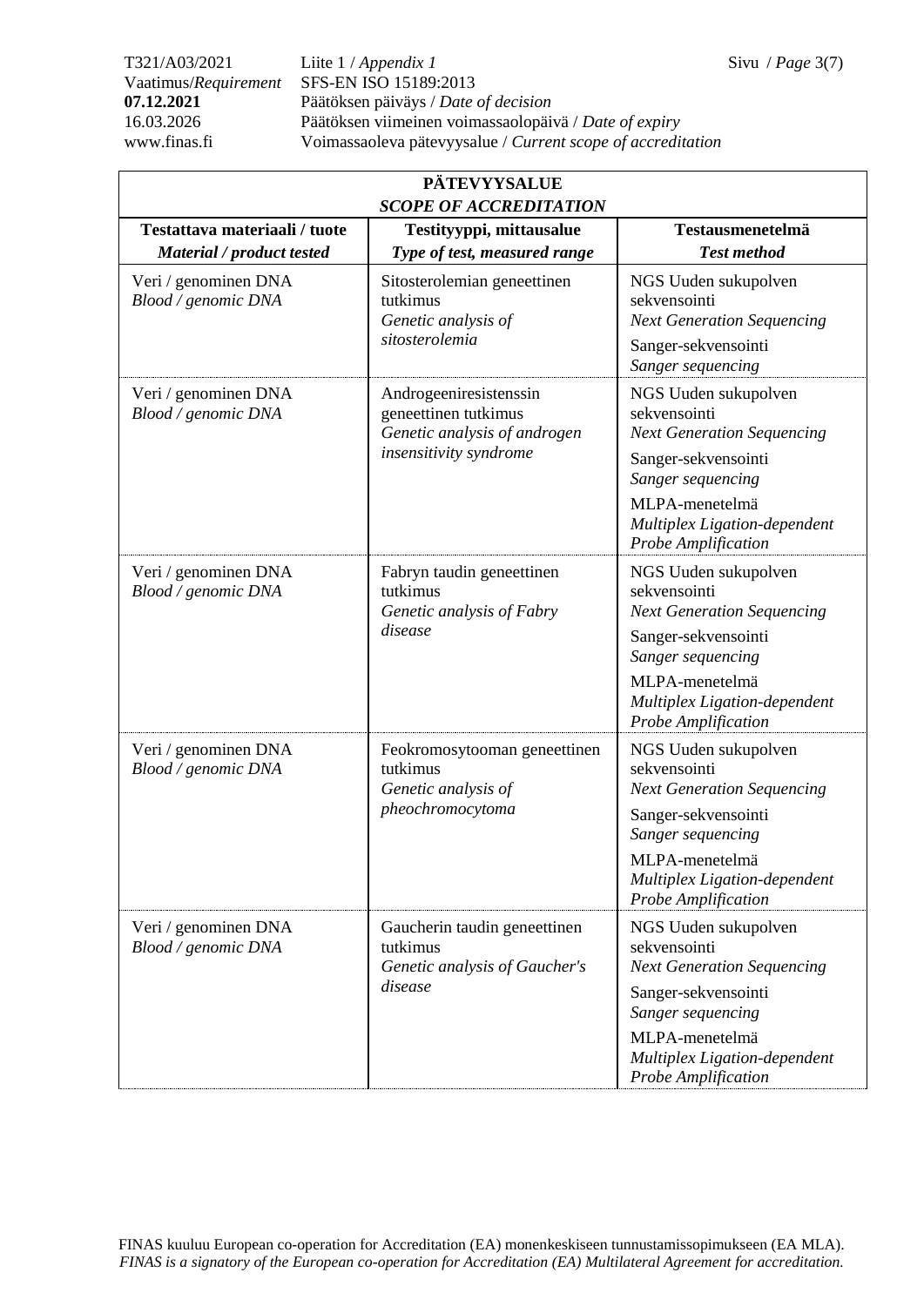| PÄTEVYYSALUE *SCOPE OF ACCREDITATION* | | |
|---|---|---|
| **Testattava materiaali / tuote** *Material / product tested* | **Testityyppi, mittausalue** *Type of test, measured range* | **Testausmenetelmä** *Test method* |
| Veri / genominen DNA *Blood / genomic DNA* | Sitosterolemian geneettinen tutkimus *Genetic analysis of sitosterolemia* | NGS Uuden sukupolven sekvensointi *Next Generation Sequencing* Sanger-sekvensointi *Sanger sequencing* |
| Veri / genominen DNA *Blood / genomic DNA* | Androgeeniresistenssin geneettinen tutkimus *Genetic analysis of androgen insensitivity syndrome* | NGS Uuden sukupolven sekvensointi *Next Generation Sequencing* Sanger-sekvensointi *Sanger sequencing* MLPA-menetelmä *Multiplex Ligation-dependent Probe Amplification* |
| Veri / genominen DNA *Blood / genomic DNA* | Fabryn taudin geneettinen tutkimus *Genetic analysis of Fabry disease* | NGS Uuden sukupolven sekvensointi *Next Generation Sequencing* Sanger-sekvensointi *Sanger sequencing* MLPA-menetelmä *Multiplex Ligation-dependent Probe Amplification* |
| Veri / genominen DNA *Blood / genomic DNA* | Feokromosytooman geneettinen tutkimus *Genetic analysis of pheochromocytoma* | NGS Uuden sukupolven sekvensointi *Next Generation Sequencing* Sanger-sekvensointi *Sanger sequencing* MLPA-menetelmä *Multiplex Ligation-dependent Probe Amplification* |
| Veri / genominen DNA *Blood / genomic DNA* | Gaucherin taudin geneettinen tutkimus *Genetic analysis of Gaucher's disease* | NGS Uuden sukupolven sekvensointi *Next Generation Sequencing* Sanger-sekvensointi *Sanger sequencing* MLPA-menetelmä *Multiplex Ligation-dependent Probe Amplification* |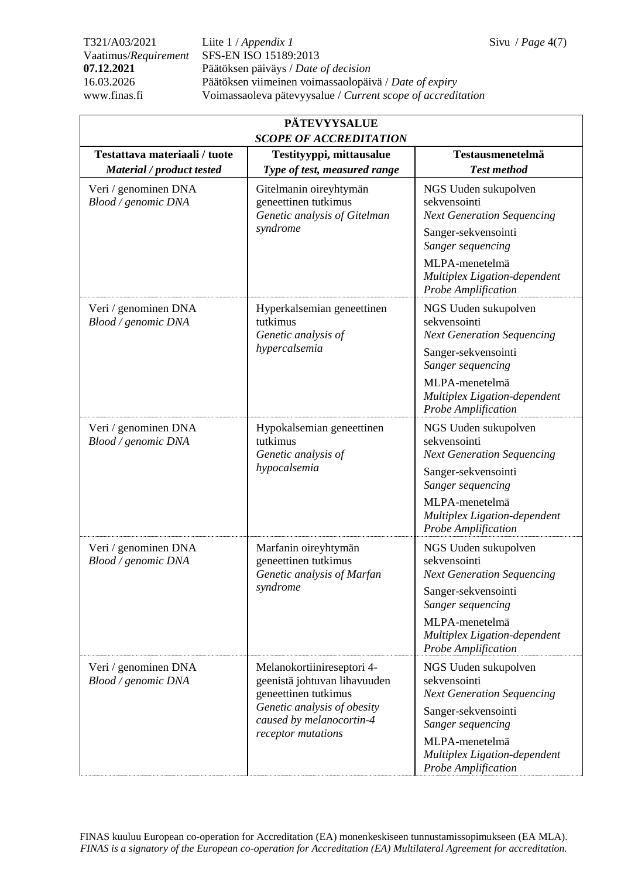| PÄTEVYYSALUE<br>*SCOPE OF ACCREDITATION* | | |
|---|---|---|
| **Testattava materiaali / tuote**<br>***Material / product tested*** | **Testityyppi, mittausalue**<br>***Type of test, measured range*** | **Testausmenetelmä**<br>***Test method*** |
| Veri / genominen DNA<br>*Blood / genomic DNA* | Gitelmanin oireyhtymän geneettinen tutkimus<br>*Genetic analysis of Gitelman syndrome* | NGS Uuden sukupolven sekvensointi<br>*Next Generation Sequencing*<br>Sanger-sekvensointi<br>*Sanger sequencing*<br>MLPA-menetelmä<br>*Multiplex Ligation-dependent Probe Amplification* |
| Veri / genominen DNA<br>*Blood / genomic DNA* | Hyperkalsemian geneettinen tutkimus<br>*Genetic analysis of hypercalsemia* | NGS Uuden sukupolven sekvensointi<br>*Next Generation Sequencing*<br>Sanger-sekvensointi<br>*Sanger sequencing*<br>MLPA-menetelmä<br>*Multiplex Ligation-dependent Probe Amplification* |
| Veri / genominen DNA<br>*Blood / genomic DNA* | Hypokalsemian geneettinen tutkimus<br>*Genetic analysis of hypocalsemia* | NGS Uuden sukupolven sekvensointi<br>*Next Generation Sequencing*<br>Sanger-sekvensointi<br>*Sanger sequencing*<br>MLPA-menetelmä<br>*Multiplex Ligation-dependent Probe Amplification* |
| Veri / genominen DNA<br>*Blood / genomic DNA* | Marfanin oireyhtymän geneettinen tutkimus<br>*Genetic analysis of Marfan syndrome* | NGS Uuden sukupolven sekvensointi<br>*Next Generation Sequencing*<br>Sanger-sekvensointi<br>*Sanger sequencing*<br>MLPA-menetelmä<br>*Multiplex Ligation-dependent Probe Amplification* |
| Veri / genominen DNA<br>*Blood / genomic DNA* | Melanokortiinireseptori 4-geenistä johtuvan lihavuuden geneettinen tutkimus<br>*Genetic analysis of obesity caused by melanocortin-4 receptor mutations* | NGS Uuden sukupolven sekvensointi<br>*Next Generation Sequencing*<br>Sanger-sekvensointi<br>*Sanger sequencing*<br>MLPA-menetelmä<br>*Multiplex Ligation-dependent Probe Amplification* |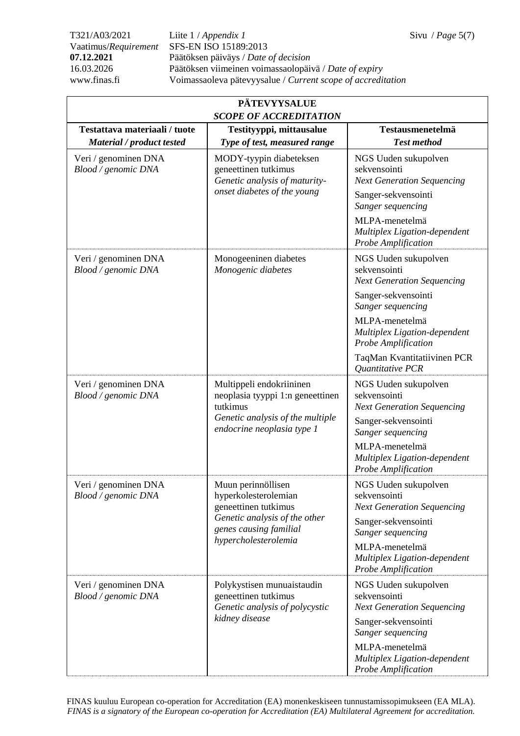| PÄTEVYYSALUE *SCOPE OF ACCREDITATION* | | |
|---|---|---|
| **Testattava materiaali / tuote** *Material / product tested* | **Testityyppi, mittausalue** *Type of test, measured range* | **Testausmenetelmä** *Test method* |
| Veri / genominen DNA *Blood / genomic DNA* | MODY-tyypin diabeteksen geneettinen tutkimus *Genetic analysis of maturity-onset diabetes of the young* | NGS Uuden sukupolven sekvensointi *Next Generation Sequencing* <br> Sanger-sekvensointi *Sanger sequencing* <br> MLPA-menetelmä *Multiplex Ligation-dependent Probe Amplification* |
| Veri / genominen DNA *Blood / genomic DNA* | Monogeeninen diabetes *Monogenic diabetes* | NGS Uuden sukupolven sekvensointi *Next Generation Sequencing* <br> Sanger-sekvensointi *Sanger sequencing* <br> MLPA-menetelmä *Multiplex Ligation-dependent Probe Amplification* <br> TaqMan Kvantitatiivinen PCR *Quantitative PCR* |
| Veri / genominen DNA *Blood / genomic DNA* | Multippeli endokriininen neoplasia tyyppi 1:n geneettinen tutkimus *Genetic analysis of the multiple endocrine neoplasia type 1* | NGS Uuden sukupolven sekvensointi *Next Generation Sequencing* <br> Sanger-sekvensointi *Sanger sequencing* <br> MLPA-menetelmä *Multiplex Ligation-dependent Probe Amplification* |
| Veri / genominen DNA *Blood / genomic DNA* | Muun perinnöllisen hyperkolesterolemian geneettinen tutkimus *Genetic analysis of the other genes causing familial hypercholesterolemia* | NGS Uuden sukupolven sekvensointi *Next Generation Sequencing* <br> Sanger-sekvensointi *Sanger sequencing* <br> MLPA-menetelmä *Multiplex Ligation-dependent Probe Amplification* |
| Veri / genominen DNA *Blood / genomic DNA* | Polykystisen munuaistaudin geneettinen tutkimus *Genetic analysis of polycystic kidney disease* | NGS Uuden sukupolven sekvensointi *Next Generation Sequencing* <br> Sanger-sekvensointi *Sanger sequencing* <br> MLPA-menetelmä *Multiplex Ligation-dependent Probe Amplification* |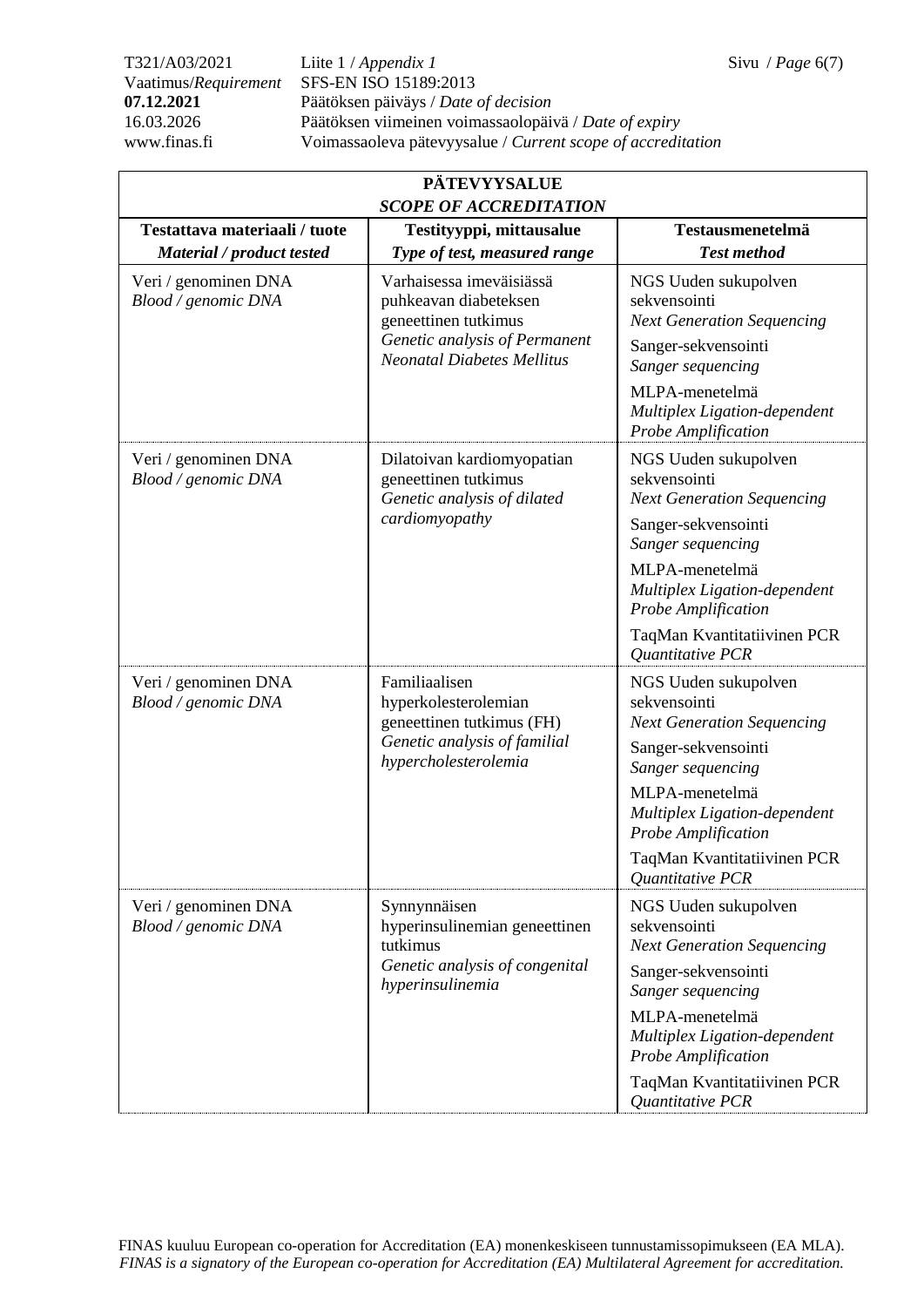T321/A03/2021 Liite 1 / *Appendix 1*
Vaatimus/*Requirement* SFS-EN ISO 15189:2013
**07.12.2021** Päätöksen päiväys / *Date of decision*
16.03.2026 Päätöksen viimeinen voimassaolopäivä / *Date of expiry*
www.finas.fi Voimassaoleva pätevyysalue / *Current scope of accreditation*

| **PÄTEVYYSALUE** *SCOPE OF ACCREDITATION* | | |
|---|---|---|
| **Testattava materiaali / tuote** *Material / product tested* | **Testityyppi, mittausalue** *Type of test, measured range* | **Testausmenetelmä** *Test method* |
| Veri / genominen DNA *Blood / genomic DNA* | Varhaisessa imeväisiässä puhkeavan diabeteksen geneettinen tutkimus *Genetic analysis of Permanent Neonatal Diabetes Mellitus* | NGS Uuden sukupolven sekvensointi *Next Generation Sequencing*<br>Sanger-sekvensointi *Sanger sequencing*<br>MLPA-menetelmä *Multiplex Ligation-dependent Probe Amplification* |
| Veri / genominen DNA *Blood / genomic DNA* | Dilatoivan kardiomyopatian geneettinen tutkimus *Genetic analysis of dilated cardiomyopathy* | NGS Uuden sukupolven sekvensointi *Next Generation Sequencing*<br>Sanger-sekvensointi *Sanger sequencing*<br>MLPA-menetelmä *Multiplex Ligation-dependent Probe Amplification*<br>TaqMan Kvantitatiivinen PCR *Quantitative PCR* |
| Veri / genominen DNA *Blood / genomic DNA* | Familiaalisen hyperkolesterolemian geneettinen tutkimus (FH) *Genetic analysis of familial hypercholesterolemia* | NGS Uuden sukupolven sekvensointi *Next Generation Sequencing*<br>Sanger-sekvensointi *Sanger sequencing*<br>MLPA-menetelmä *Multiplex Ligation-dependent Probe Amplification*<br>TaqMan Kvantitatiivinen PCR *Quantitative PCR* |
| Veri / genominen DNA *Blood / genomic DNA* | Synnynnäisen hyperinsulinemian geneettinen tutkimus *Genetic analysis of congenital hyperinsulinemia* | NGS Uuden sukupolven sekvensointi *Next Generation Sequencing*<br>Sanger-sekvensointi *Sanger sequencing*<br>MLPA-menetelmä *Multiplex Ligation-dependent Probe Amplification*<br>TaqMan Kvantitatiivinen PCR *Quantitative PCR* |

FINAS kuuluu European co-operation for Accreditation (EA) monenkeskiseen tunnustamissopimukseen (EA MLA).
*FINAS is a signatory of the European co-operation for Accreditation (EA) Multilateral Agreement for accreditation.*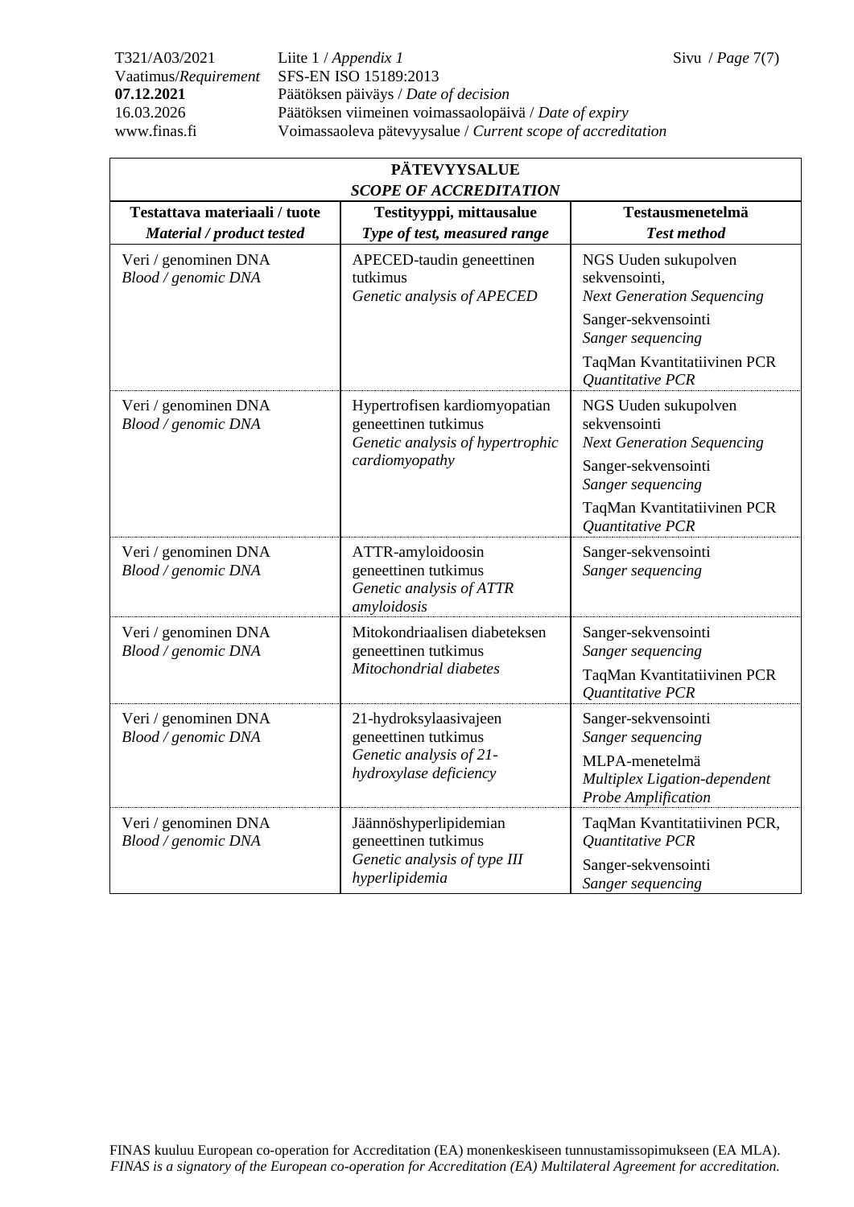T321/A03/2021 Liite 1 / *Appendix 1*
Vaatimus/*Requirement* SFS-EN ISO 15189:2013
**07.12.2021** Päätöksen päiväys / *Date of decision*
16.03.2026 Päätöksen viimeinen voimassaolopäivä / *Date of expiry*
www.finas.fi Voimassaoleva pätevyysalue / *Current scope of accreditation*

| **PÄTEVYYSALUE** *SCOPE OF ACCREDITATION* | | |
|---|---|---|
| **Testattava materiaali / tuote** *Material / product tested* | **Testityyppi, mittausalue** *Type of test, measured range* | **Testausmenetelmä** *Test method* |
| Veri / genominen DNA *Blood / genomic DNA* | APECED-taudin geneettinen tutkimus *Genetic analysis of APECED* | NGS Uuden sukupolven sekvensointi, *Next Generation Sequencing*<br>Sanger-sekvensointi *Sanger sequencing*<br>TaqMan Kvantitatiivinen PCR *Quantitative PCR* |
| Veri / genominen DNA *Blood / genomic DNA* | Hypertrofisen kardiomyopatian geneettinen tutkimus *Genetic analysis of hypertrophic cardiomyopathy* | NGS Uuden sukupolven sekvensointi *Next Generation Sequencing*<br>Sanger-sekvensointi *Sanger sequencing*<br>TaqMan Kvantitatiivinen PCR *Quantitative PCR* |
| Veri / genominen DNA *Blood / genomic DNA* | ATTR-amyloidoosin geneettinen tutkimus *Genetic analysis of ATTR amyloidosis* | Sanger-sekvensointi *Sanger sequencing* |
| Veri / genominen DNA *Blood / genomic DNA* | Mitokondriaalisen diabeteksen geneettinen tutkimus *Mitochondrial diabetes* | Sanger-sekvensointi *Sanger sequencing*<br>TaqMan Kvantitatiivinen PCR *Quantitative PCR* |
| Veri / genominen DNA *Blood / genomic DNA* | 21-hydroksylaasivajeen geneettinen tutkimus *Genetic analysis of 21-hydroxylase deficiency* | Sanger-sekvensointi *Sanger sequencing*<br>MLPA-menetelmä *Multiplex Ligation-dependent Probe Amplification* |
| Veri / genominen DNA *Blood / genomic DNA* | Jäännöshyperlipidemian geneettinen tutkimus *Genetic analysis of type III hyperlipidemia* | TaqMan Kvantitatiivinen PCR, *Quantitative PCR*<br>Sanger-sekvensointi *Sanger sequencing* |

FINAS kuuluu European co-operation for Accreditation (EA) monenkeskiseen tunnustamissopimukseen (EA MLA).
*FINAS is a signatory of the European co-operation for Accreditation (EA) Multilateral Agreement for accreditation.*